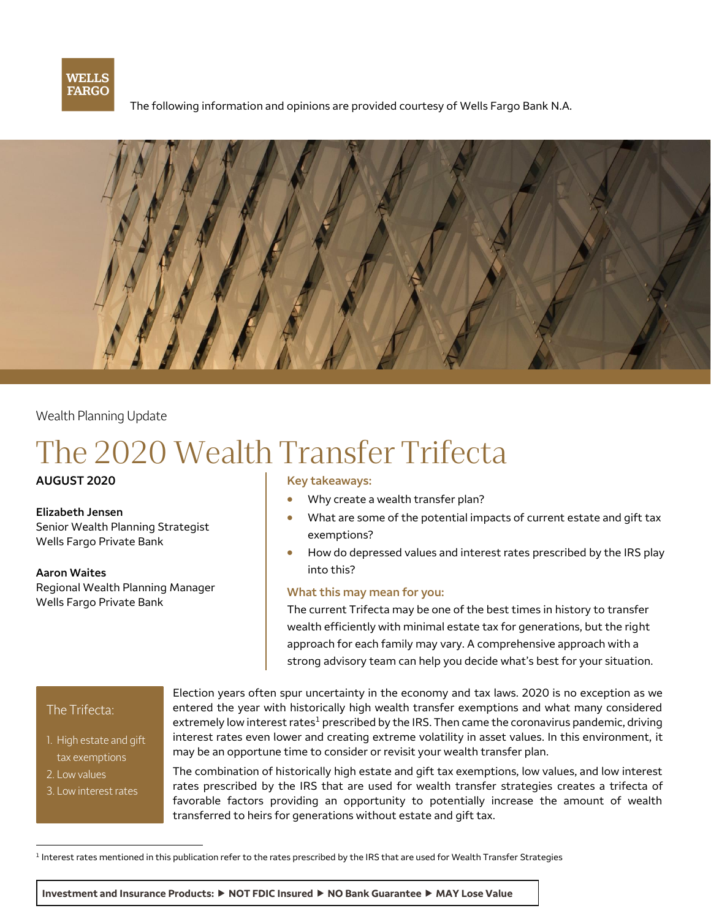WELLS FARGO

The following information and opinions are provided courtesy of Wells Fargo Bank N.A.

Wealth Planning Update

# The 2020 Wealth Transfer Trifecta

**AUGUST 2020**

**Elizabeth Jensen**
Senior Wealth Planning Strategist
Wells Fargo Private Bank

**Aaron Waites**
Regional Wealth Planning Manager
Wells Fargo Private Bank

### Key takeaways:

- Why create a wealth transfer plan?
- What are some of the potential impacts of current estate and gift tax exemptions?
- How do depressed values and interest rates prescribed by the IRS play into this?

### What this may mean for you:

The current Trifecta may be one of the best times in history to transfer wealth efficiently with minimal estate tax for generations, but the right approach for each family may vary. A comprehensive approach with a strong advisory team can help you decide what's best for your situation.

> The Trifecta:
>
> 1. High estate and gift tax exemptions
> 2. Low values
> 3. Low interest rates

Election years often spur uncertainty in the economy and tax laws. 2020 is no exception as we entered the year with historically high wealth transfer exemptions and what many considered extremely low interest rates[1] prescribed by the IRS. Then came the coronavirus pandemic, driving interest rates even lower and creating extreme volatility in asset values. In this environment, it may be an opportune time to consider or revisit your wealth transfer plan.

The combination of historically high estate and gift tax exemptions, low values, and low interest rates prescribed by the IRS that are used for wealth transfer strategies creates a trifecta of favorable factors providing an opportunity to potentially increase the amount of wealth transferred to heirs for generations without estate and gift tax.

[1] Interest rates mentioned in this publication refer to the rates prescribed by the IRS that are used for Wealth Transfer Strategies

**Investment and Insurance Products: ▶ NOT FDIC Insured ▶ NO Bank Guarantee ▶ MAY Lose Value**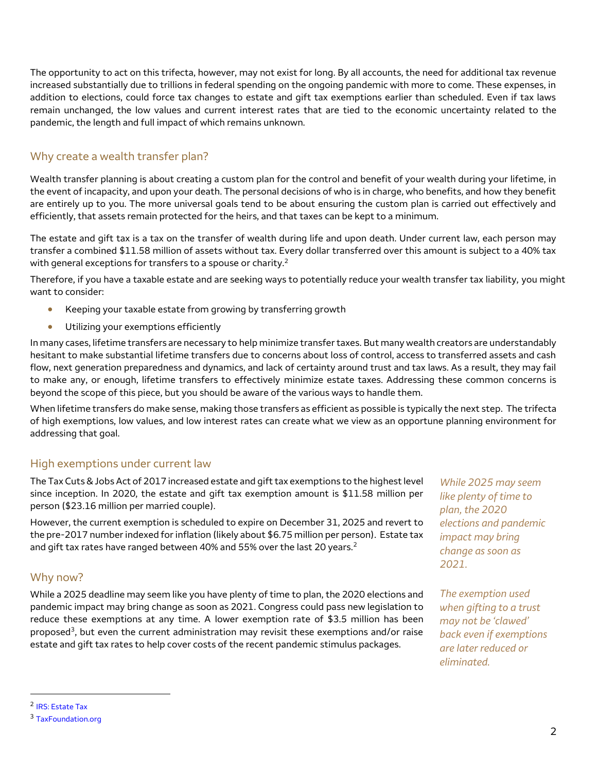The opportunity to act on this trifecta, however, may not exist for long. By all accounts, the need for additional tax revenue increased substantially due to trillions in federal spending on the ongoing pandemic with more to come. These expenses, in addition to elections, could force tax changes to estate and gift tax exemptions earlier than scheduled. Even if tax laws remain unchanged, the low values and current interest rates that are tied to the economic uncertainty related to the pandemic, the length and full impact of which remains unknown.

## Why create a wealth transfer plan?

Wealth transfer planning is about creating a custom plan for the control and benefit of your wealth during your lifetime, in the event of incapacity, and upon your death. The personal decisions of who is in charge, who benefits, and how they benefit are entirely up to you. The more universal goals tend to be about ensuring the custom plan is carried out effectively and efficiently, that assets remain protected for the heirs, and that taxes can be kept to a minimum.

The estate and gift tax is a tax on the transfer of wealth during life and upon death. Under current law, each person may transfer a combined $11.58 million of assets without tax. Every dollar transferred over this amount is subject to a 40% tax with general exceptions for transfers to a spouse or charity.[2]

Therefore, if you have a taxable estate and are seeking ways to potentially reduce your wealth transfer tax liability, you might want to consider:

- Keeping your taxable estate from growing by transferring growth
- Utilizing your exemptions efficiently

In many cases, lifetime transfers are necessary to help minimize transfer taxes. But many wealth creators are understandably hesitant to make substantial lifetime transfers due to concerns about loss of control, access to transferred assets and cash flow, next generation preparedness and dynamics, and lack of certainty around trust and tax laws. As a result, they may fail to make any, or enough, lifetime transfers to effectively minimize estate taxes. Addressing these common concerns is beyond the scope of this piece, but you should be aware of the various ways to handle them.

When lifetime transfers do make sense, making those transfers as efficient as possible is typically the next step. The trifecta of high exemptions, low values, and low interest rates can create what we view as an opportune planning environment for addressing that goal.

## High exemptions under current law

The Tax Cuts & Jobs Act of 2017 increased estate and gift tax exemptions to the highest level since inception. In 2020, the estate and gift tax exemption amount is $11.58 million per person ($23.16 million per married couple).

However, the current exemption is scheduled to expire on December 31, 2025 and revert to the pre-2017 number indexed for inflation (likely about $6.75 million per person). Estate tax and gift tax rates have ranged between 40% and 55% over the last 20 years.[2]

*While 2025 may seem like plenty of time to plan, the 2020 elections and pandemic impact may bring change as soon as 2021.*

## Why now?

While a 2025 deadline may seem like you have plenty of time to plan, the 2020 elections and pandemic impact may bring change as soon as 2021. Congress could pass new legislation to reduce these exemptions at any time. A lower exemption rate of $3.5 million has been proposed[3], but even the current administration may revisit these exemptions and/or raise estate and gift tax rates to help cover costs of the recent pandemic stimulus packages.

*The exemption used when gifting to a trust may not be 'clawed' back even if exemptions are later reduced or eliminated.*

[2] IRS: Estate Tax

[3] TaxFoundation.org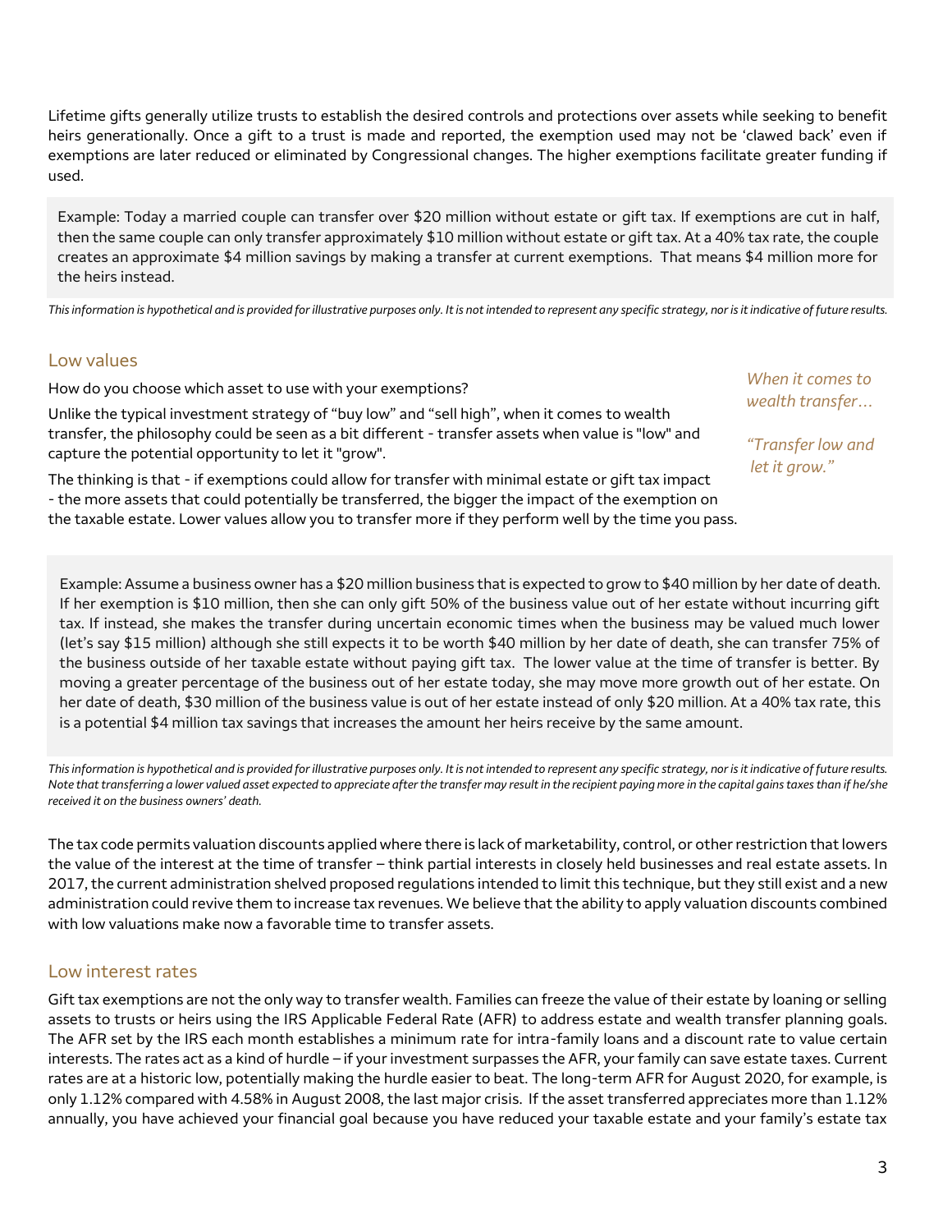Lifetime gifts generally utilize trusts to establish the desired controls and protections over assets while seeking to benefit heirs generationally. Once a gift to a trust is made and reported, the exemption used may not be 'clawed back' even if exemptions are later reduced or eliminated by Congressional changes. The higher exemptions facilitate greater funding if used.

> Example: Today a married couple can transfer over $20 million without estate or gift tax. If exemptions are cut in half, then the same couple can only transfer approximately $10 million without estate or gift tax. At a 40% tax rate, the couple creates an approximate $4 million savings by making a transfer at current exemptions. That means $4 million more for the heirs instead.

*This information is hypothetical and is provided for illustrative purposes only. It is not intended to represent any specific strategy, nor is it indicative of future results.*

## Low values

How do you choose which asset to use with your exemptions?

Unlike the typical investment strategy of "buy low" and "sell high", when it comes to wealth transfer, the philosophy could be seen as a bit different - transfer assets when value is "low" and capture the potential opportunity to let it "grow".

*When it comes to wealth transfer…*

*"Transfer low and let it grow."*

The thinking is that - if exemptions could allow for transfer with minimal estate or gift tax impact - the more assets that could potentially be transferred, the bigger the impact of the exemption on the taxable estate. Lower values allow you to transfer more if they perform well by the time you pass.

> Example: Assume a business owner has a $20 million business that is expected to grow to $40 million by her date of death. If her exemption is $10 million, then she can only gift 50% of the business value out of her estate without incurring gift tax. If instead, she makes the transfer during uncertain economic times when the business may be valued much lower (let's say $15 million) although she still expects it to be worth $40 million by her date of death, she can transfer 75% of the business outside of her taxable estate without paying gift tax. The lower value at the time of transfer is better. By moving a greater percentage of the business out of her estate today, she may move more growth out of her estate. On her date of death, $30 million of the business value is out of her estate instead of only $20 million. At a 40% tax rate, this is a potential $4 million tax savings that increases the amount her heirs receive by the same amount.

*This information is hypothetical and is provided for illustrative purposes only. It is not intended to represent any specific strategy, nor is it indicative of future results. Note that transferring a lower valued asset expected to appreciate after the transfer may result in the recipient paying more in the capital gains taxes than if he/she received it on the business owners' death.*

The tax code permits valuation discounts applied where there is lack of marketability, control, or other restriction that lowers the value of the interest at the time of transfer – think partial interests in closely held businesses and real estate assets. In 2017, the current administration shelved proposed regulations intended to limit this technique, but they still exist and a new administration could revive them to increase tax revenues. We believe that the ability to apply valuation discounts combined with low valuations make now a favorable time to transfer assets.

## Low interest rates

Gift tax exemptions are not the only way to transfer wealth. Families can freeze the value of their estate by loaning or selling assets to trusts or heirs using the IRS Applicable Federal Rate (AFR) to address estate and wealth transfer planning goals. The AFR set by the IRS each month establishes a minimum rate for intra-family loans and a discount rate to value certain interests. The rates act as a kind of hurdle – if your investment surpasses the AFR, your family can save estate taxes. Current rates are at a historic low, potentially making the hurdle easier to beat. The long-term AFR for August 2020, for example, is only 1.12% compared with 4.58% in August 2008, the last major crisis. If the asset transferred appreciates more than 1.12% annually, you have achieved your financial goal because you have reduced your taxable estate and your family's estate tax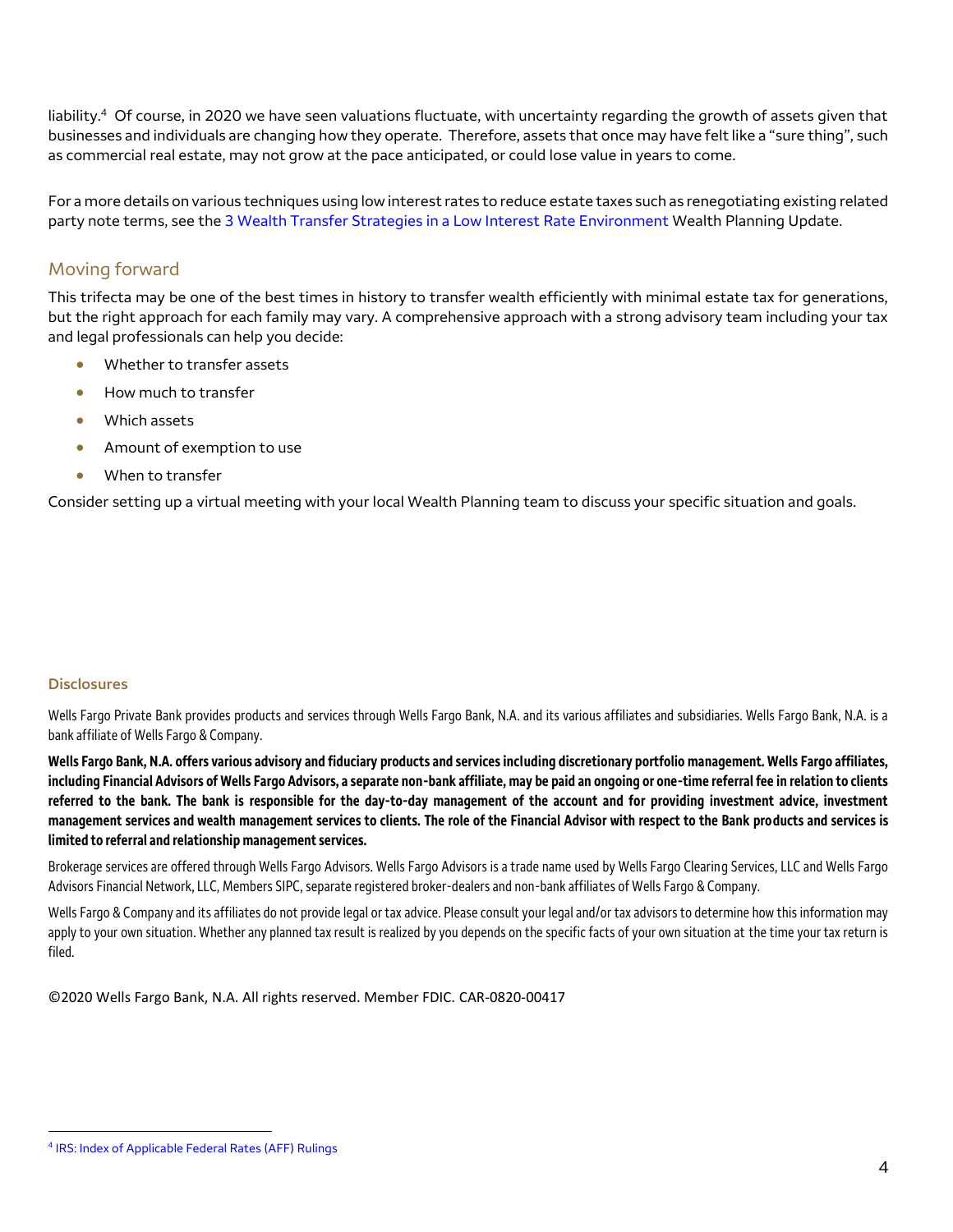liability.[4] Of course, in 2020 we have seen valuations fluctuate, with uncertainty regarding the growth of assets given that businesses and individuals are changing how they operate. Therefore, assets that once may have felt like a "sure thing", such as commercial real estate, may not grow at the pace anticipated, or could lose value in years to come.

For a more details on various techniques using low interest rates to reduce estate taxes such as renegotiating existing related party note terms, see the 3 Wealth Transfer Strategies in a Low Interest Rate Environment Wealth Planning Update.

## Moving forward

This trifecta may be one of the best times in history to transfer wealth efficiently with minimal estate tax for generations, but the right approach for each family may vary. A comprehensive approach with a strong advisory team including your tax and legal professionals can help you decide:

- Whether to transfer assets
- How much to transfer
- Which assets
- Amount of exemption to use
- When to transfer

Consider setting up a virtual meeting with your local Wealth Planning team to discuss your specific situation and goals.

### Disclosures

Wells Fargo Private Bank provides products and services through Wells Fargo Bank, N.A. and its various affiliates and subsidiaries. Wells Fargo Bank, N.A. is a bank affiliate of Wells Fargo & Company.

**Wells Fargo Bank, N.A. offers various advisory and fiduciary products and services including discretionary portfolio management. Wells Fargo affiliates, including Financial Advisors of Wells Fargo Advisors, a separate non-bank affiliate, may be paid an ongoing or one-time referral fee in relation to clients referred to the bank. The bank is responsible for the day-to-day management of the account and for providing investment advice, investment management services and wealth management services to clients. The role of the Financial Advisor with respect to the Bank products and services is limited to referral and relationship management services.**

Brokerage services are offered through Wells Fargo Advisors. Wells Fargo Advisors is a trade name used by Wells Fargo Clearing Services, LLC and Wells Fargo Advisors Financial Network, LLC, Members SIPC, separate registered broker-dealers and non-bank affiliates of Wells Fargo & Company.

Wells Fargo & Company and its affiliates do not provide legal or tax advice. Please consult your legal and/or tax advisors to determine how this information may apply to your own situation. Whether any planned tax result is realized by you depends on the specific facts of your own situation at the time your tax return is filed.

©2020 Wells Fargo Bank, N.A. All rights reserved. Member FDIC. CAR-0820-00417

---

[4] IRS: Index of Applicable Federal Rates (AFF) Rulings